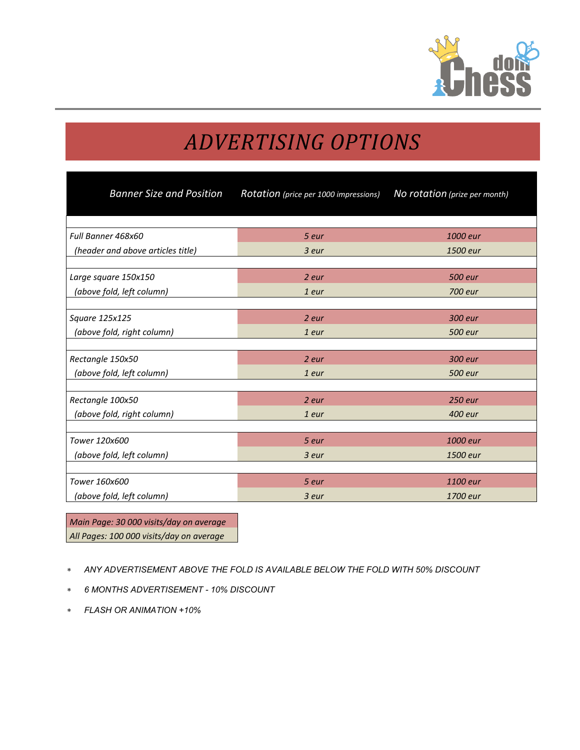# *ADVERTISING OPTIONS*

| *Banner Size and Position* | *Rotation (price per 1000 impressions)* | *No rotation (prize per month)* |
|---|---|---|
| *Full Banner 468x60* | *5 eur* | *1000 eur* |
| *(header and above articles title)* | *3 eur* | *1500 eur* |
| *Large square 150x150* | *2 eur* | *500 eur* |
| *(above fold, left column)* | *1 eur* | *700 eur* |
| *Square 125x125* | *2 eur* | *300 eur* |
| *(above fold, right column)* | *1 eur* | *500 eur* |
| *Rectangle 150x50* | *2 eur* | *300 eur* |
| *(above fold, left column)* | *1 eur* | *500 eur* |
| *Rectangle 100x50* | *2 eur* | *250 eur* |
| *(above fold, right column)* | *1 eur* | *400 eur* |
| *Tower 120x600* | *5 eur* | *1000 eur* |
| *(above fold, left column)* | *3 eur* | *1500 eur* |
| *Tower 160x600* | *5 eur* | *1100 eur* |
| *(above fold, left column)* | *3 eur* | *1700 eur* |

*Main Page: 30 000 visits/day on average*
*All Pages: 100 000 visits/day on average*

- *ANY ADVERTISEMENT ABOVE THE FOLD IS AVAILABLE BELOW THE FOLD WITH 50% DISCOUNT*
- *6 MONTHS ADVERTISEMENT - 10% DISCOUNT*
- *FLASH OR ANIMATION +10%*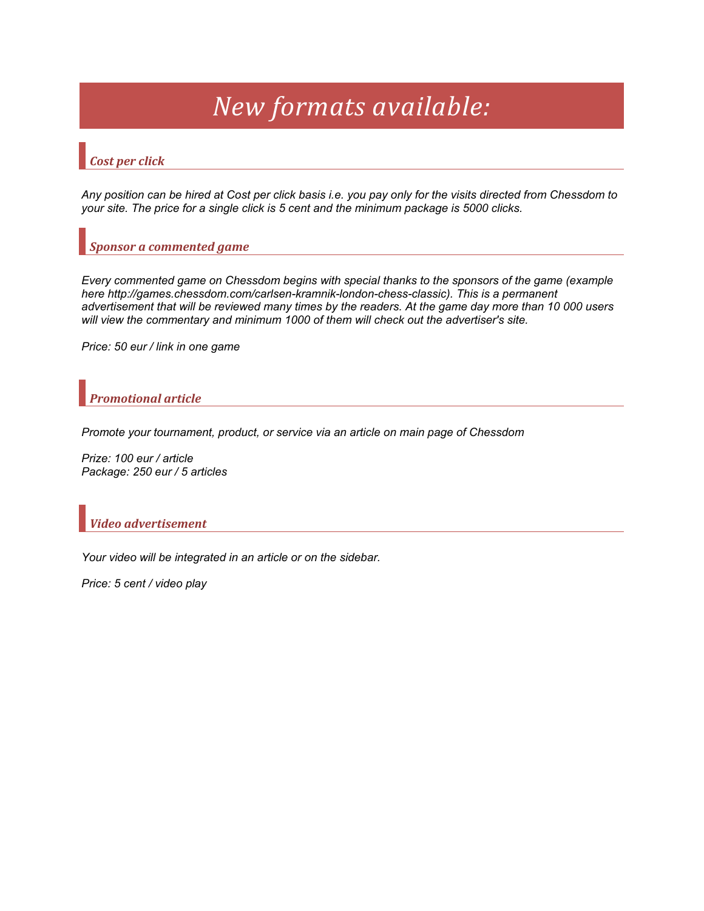# *New formats available:*

## *Cost per click*

*Any position can be hired at Cost per click basis i.e. you pay only for the visits directed from Chessdom to your site. The price for a single click is 5 cent and the minimum package is 5000 clicks.*

## *Sponsor a commented game*

*Every commented game on Chessdom begins with special thanks to the sponsors of the game (example here http://games.chessdom.com/carlsen-kramnik-london-chess-classic). This is a permanent advertisement that will be reviewed many times by the readers. At the game day more than 10 000 users will view the commentary and minimum 1000 of them will check out the advertiser's site.*

*Price: 50 eur / link in one game*

## *Promotional article*

*Promote your tournament, product, or service via an article on main page of Chessdom*

*Prize: 100 eur / article*
*Package: 250 eur / 5 articles*

## *Video advertisement*

*Your video will be integrated in an article or on the sidebar.*

*Price: 5 cent / video play*